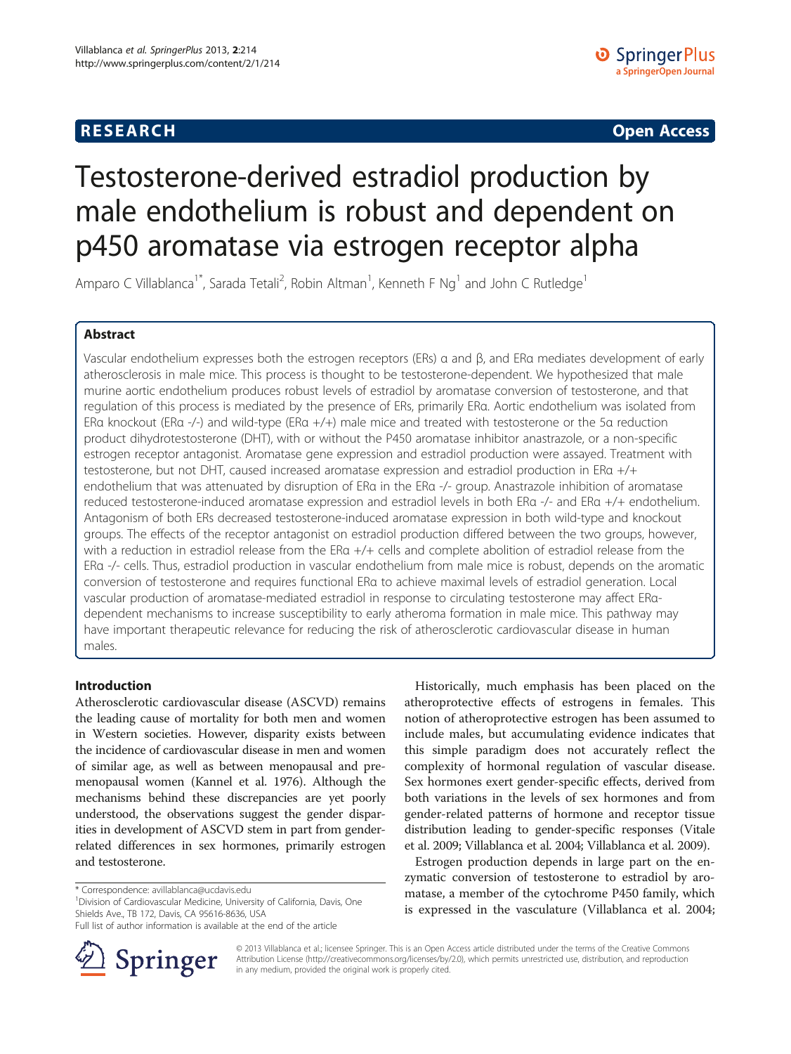**RESEARCH** **Open Access**

# Testosterone-derived estradiol production by male endothelium is robust and dependent on p450 aromatase via estrogen receptor alpha

Amparo C Villablanca[1*], Sarada Tetali[2], Robin Altman[1], Kenneth F Ng[1] and John C Rutledge[1]

## Abstract

Vascular endothelium expresses both the estrogen receptors (ERs) α and β, and ERα mediates development of early atherosclerosis in male mice. This process is thought to be testosterone-dependent. We hypothesized that male murine aortic endothelium produces robust levels of estradiol by aromatase conversion of testosterone, and that regulation of this process is mediated by the presence of ERs, primarily ERα. Aortic endothelium was isolated from ERα knockout (ERα -/-) and wild-type (ERα +/+) male mice and treated with testosterone or the 5α reduction product dihydrotestosterone (DHT), with or without the P450 aromatase inhibitor anastrazole, or a non-specific estrogen receptor antagonist. Aromatase gene expression and estradiol production were assayed. Treatment with testosterone, but not DHT, caused increased aromatase expression and estradiol production in ERα +/+ endothelium that was attenuated by disruption of ERα in the ERα -/- group. Anastrazole inhibition of aromatase reduced testosterone-induced aromatase expression and estradiol levels in both ERα -/- and ERα +/+ endothelium. Antagonism of both ERs decreased testosterone-induced aromatase expression in both wild-type and knockout groups. The effects of the receptor antagonist on estradiol production differed between the two groups, however, with a reduction in estradiol release from the ERα +/+ cells and complete abolition of estradiol release from the ERα -/- cells. Thus, estradiol production in vascular endothelium from male mice is robust, depends on the aromatic conversion of testosterone and requires functional ERα to achieve maximal levels of estradiol generation. Local vascular production of aromatase-mediated estradiol in response to circulating testosterone may affect ERα-dependent mechanisms to increase susceptibility to early atheroma formation in male mice. This pathway may have important therapeutic relevance for reducing the risk of atherosclerotic cardiovascular disease in human males.

## Introduction

Atherosclerotic cardiovascular disease (ASCVD) remains the leading cause of mortality for both men and women in Western societies. However, disparity exists between the incidence of cardiovascular disease in men and women of similar age, as well as between menopausal and pre-menopausal women (Kannel et al. 1976). Although the mechanisms behind these discrepancies are yet poorly understood, the observations suggest the gender disparities in development of ASCVD stem in part from gender-related differences in sex hormones, primarily estrogen and testosterone.

Historically, much emphasis has been placed on the atheroprotective effects of estrogens in females. This notion of atheroprotective estrogen has been assumed to include males, but accumulating evidence indicates that this simple paradigm does not accurately reflect the complexity of hormonal regulation of vascular disease. Sex hormones exert gender-specific effects, derived from both variations in the levels of sex hormones and from gender-related patterns of hormone and receptor tissue distribution leading to gender-specific responses (Vitale et al. 2009; Villablanca et al. 2004; Villablanca et al. 2009).

Estrogen production depends in large part on the enzymatic conversion of testosterone to estradiol by aromatase, a member of the cytochrome P450 family, which is expressed in the vasculature (Villablanca et al. 2004;

\* Correspondence: avillablanca@ucdavis.edu
[1]Division of Cardiovascular Medicine, University of California, Davis, One Shields Ave., TB 172, Davis, CA 95616-8636, USA
Full list of author information is available at the end of the article

© 2013 Villablanca et al.; licensee Springer. This is an Open Access article distributed under the terms of the Creative Commons Attribution License (http://creativecommons.org/licenses/by/2.0), which permits unrestricted use, distribution, and reproduction in any medium, provided the original work is properly cited.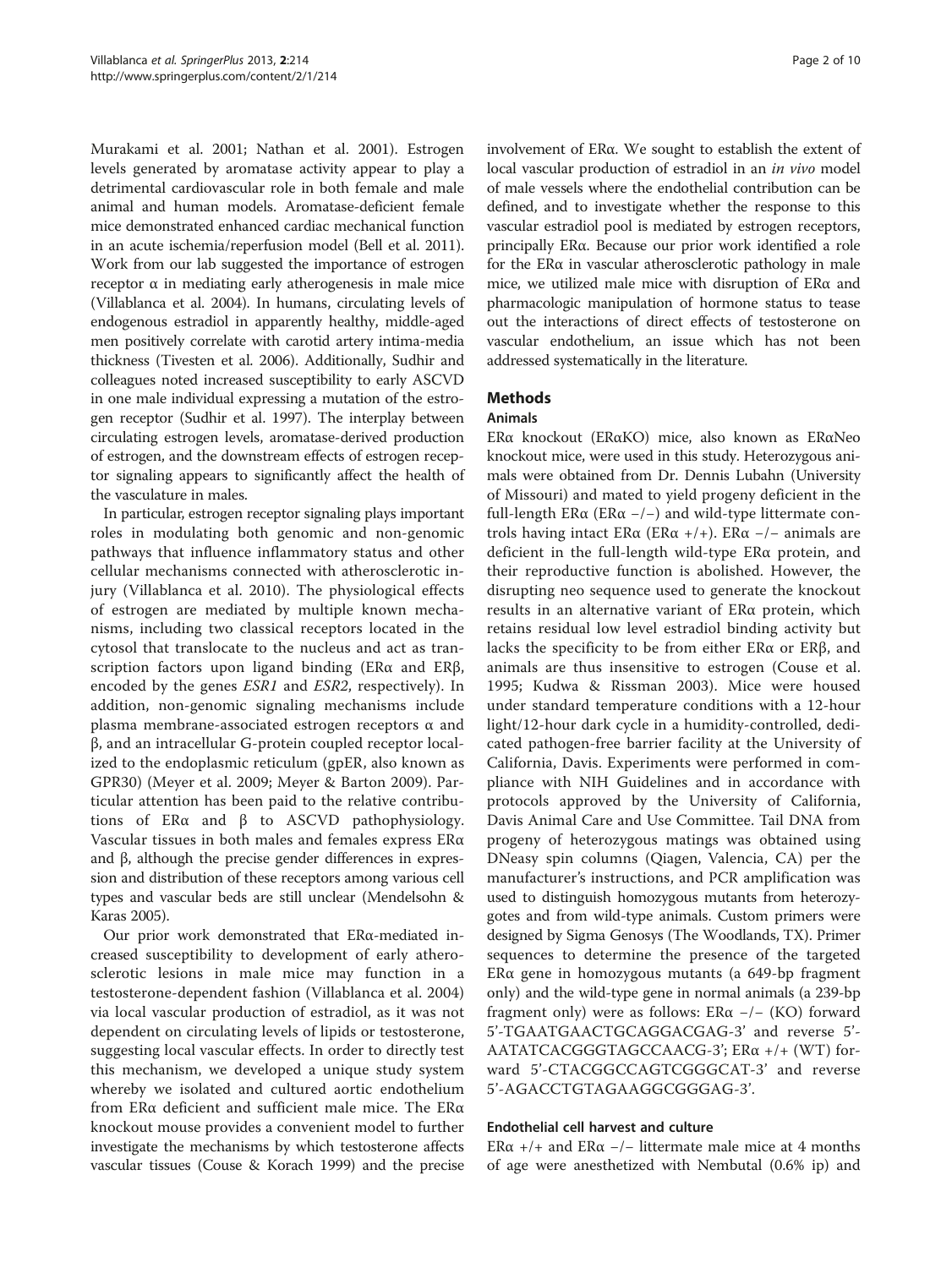Murakami et al. 2001; Nathan et al. 2001). Estrogen levels generated by aromatase activity appear to play a detrimental cardiovascular role in both female and male animal and human models. Aromatase-deficient female mice demonstrated enhanced cardiac mechanical function in an acute ischemia/reperfusion model (Bell et al. 2011). Work from our lab suggested the importance of estrogen receptor α in mediating early atherogenesis in male mice (Villablanca et al. 2004). In humans, circulating levels of endogenous estradiol in apparently healthy, middle-aged men positively correlate with carotid artery intima-media thickness (Tivesten et al. 2006). Additionally, Sudhir and colleagues noted increased susceptibility to early ASCVD in one male individual expressing a mutation of the estrogen receptor (Sudhir et al. 1997). The interplay between circulating estrogen levels, aromatase-derived production of estrogen, and the downstream effects of estrogen receptor signaling appears to significantly affect the health of the vasculature in males.

In particular, estrogen receptor signaling plays important roles in modulating both genomic and non-genomic pathways that influence inflammatory status and other cellular mechanisms connected with atherosclerotic injury (Villablanca et al. 2010). The physiological effects of estrogen are mediated by multiple known mechanisms, including two classical receptors located in the cytosol that translocate to the nucleus and act as transcription factors upon ligand binding (ERα and ERβ, encoded by the genes *ESR1* and *ESR2*, respectively). In addition, non-genomic signaling mechanisms include plasma membrane-associated estrogen receptors α and β, and an intracellular G-protein coupled receptor localized to the endoplasmic reticulum (gpER, also known as GPR30) (Meyer et al. 2009; Meyer & Barton 2009). Particular attention has been paid to the relative contributions of ERα and β to ASCVD pathophysiology. Vascular tissues in both males and females express ERα and β, although the precise gender differences in expression and distribution of these receptors among various cell types and vascular beds are still unclear (Mendelsohn & Karas 2005).

Our prior work demonstrated that ERα-mediated increased susceptibility to development of early atherosclerotic lesions in male mice may function in a testosterone-dependent fashion (Villablanca et al. 2004) via local vascular production of estradiol, as it was not dependent on circulating levels of lipids or testosterone, suggesting local vascular effects. In order to directly test this mechanism, we developed a unique study system whereby we isolated and cultured aortic endothelium from ERα deficient and sufficient male mice. The ERα knockout mouse provides a convenient model to further investigate the mechanisms by which testosterone affects vascular tissues (Couse & Korach 1999) and the precise involvement of ERα. We sought to establish the extent of local vascular production of estradiol in an *in vivo* model of male vessels where the endothelial contribution can be defined, and to investigate whether the response to this vascular estradiol pool is mediated by estrogen receptors, principally ERα. Because our prior work identified a role for the ERα in vascular atherosclerotic pathology in male mice, we utilized male mice with disruption of ERα and pharmacologic manipulation of hormone status to tease out the interactions of direct effects of testosterone on vascular endothelium, an issue which has not been addressed systematically in the literature.

## Methods

### Animals

ERα knockout (ERαKO) mice, also known as ERαNeo knockout mice, were used in this study. Heterozygous animals were obtained from Dr. Dennis Lubahn (University of Missouri) and mated to yield progeny deficient in the full-length ERα (ERα −/−) and wild-type littermate controls having intact ERα (ERα +/+). ERα −/− animals are deficient in the full-length wild-type ERα protein, and their reproductive function is abolished. However, the disrupting neo sequence used to generate the knockout results in an alternative variant of ERα protein, which retains residual low level estradiol binding activity but lacks the specificity to be from either ERα or ERβ, and animals are thus insensitive to estrogen (Couse et al. 1995; Kudwa & Rissman 2003). Mice were housed under standard temperature conditions with a 12-hour light/12-hour dark cycle in a humidity-controlled, dedicated pathogen-free barrier facility at the University of California, Davis. Experiments were performed in compliance with NIH Guidelines and in accordance with protocols approved by the University of California, Davis Animal Care and Use Committee. Tail DNA from progeny of heterozygous matings was obtained using DNeasy spin columns (Qiagen, Valencia, CA) per the manufacturer's instructions, and PCR amplification was used to distinguish homozygous mutants from heterozygotes and from wild-type animals. Custom primers were designed by Sigma Genosys (The Woodlands, TX). Primer sequences to determine the presence of the targeted ERα gene in homozygous mutants (a 649-bp fragment only) and the wild-type gene in normal animals (a 239-bp fragment only) were as follows: ERα −/− (KO) forward 5'-TGAATGAACTGCAGGACGAG-3' and reverse 5'-AATATCACGGGTAGCCAACG-3'; ERα +/+ (WT) forward 5'-CTACGGCCAGTCGGGCAT-3' and reverse 5'-AGACCTGTAGAAGGCGGGAG-3'.

### Endothelial cell harvest and culture

ERα +/+ and ERα −/− littermate male mice at 4 months of age were anesthetized with Nembutal (0.6% ip) and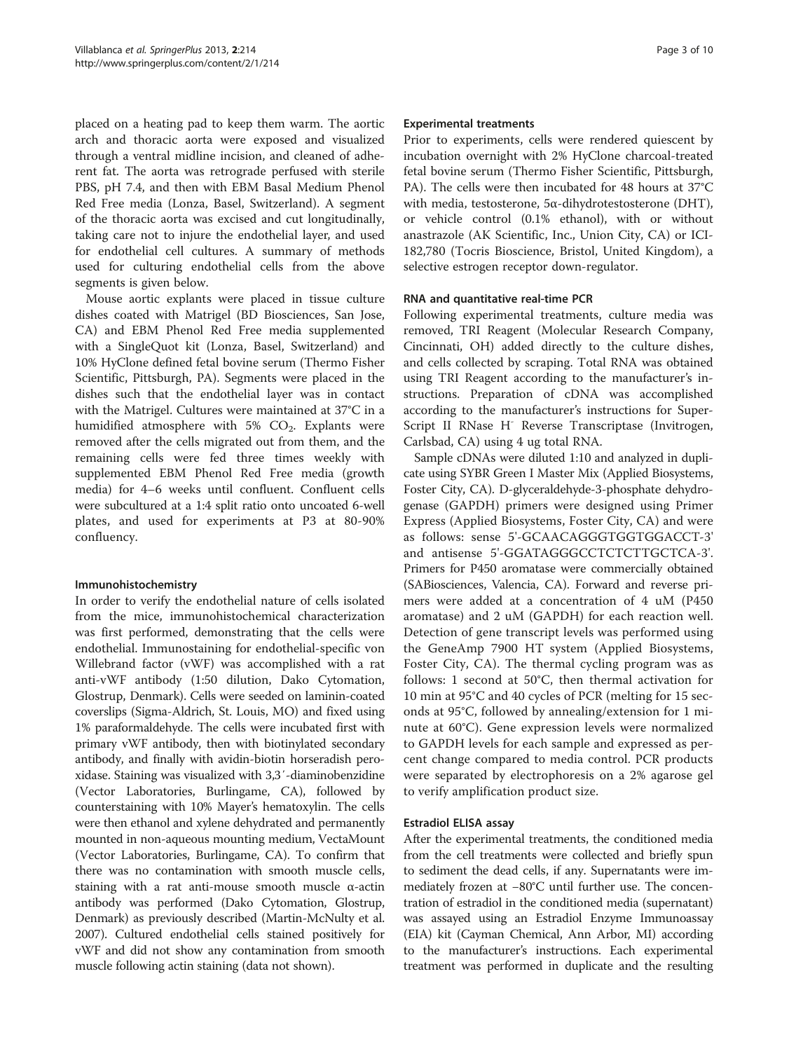placed on a heating pad to keep them warm. The aortic arch and thoracic aorta were exposed and visualized through a ventral midline incision, and cleaned of adherent fat. The aorta was retrograde perfused with sterile PBS, pH 7.4, and then with EBM Basal Medium Phenol Red Free media (Lonza, Basel, Switzerland). A segment of the thoracic aorta was excised and cut longitudinally, taking care not to injure the endothelial layer, and used for endothelial cell cultures. A summary of methods used for culturing endothelial cells from the above segments is given below.

Mouse aortic explants were placed in tissue culture dishes coated with Matrigel (BD Biosciences, San Jose, CA) and EBM Phenol Red Free media supplemented with a SingleQuot kit (Lonza, Basel, Switzerland) and 10% HyClone defined fetal bovine serum (Thermo Fisher Scientific, Pittsburgh, PA). Segments were placed in the dishes such that the endothelial layer was in contact with the Matrigel. Cultures were maintained at 37°C in a humidified atmosphere with 5% $CO_2$. Explants were removed after the cells migrated out from them, and the remaining cells were fed three times weekly with supplemented EBM Phenol Red Free media (growth media) for 4–6 weeks until confluent. Confluent cells were subcultured at a 1:4 split ratio onto uncoated 6-well plates, and used for experiments at P3 at 80-90% confluency.

### Immunohistochemistry

In order to verify the endothelial nature of cells isolated from the mice, immunohistochemical characterization was first performed, demonstrating that the cells were endothelial. Immunostaining for endothelial-specific von Willebrand factor (vWF) was accomplished with a rat anti-vWF antibody (1:50 dilution, Dako Cytomation, Glostrup, Denmark). Cells were seeded on laminin-coated coverslips (Sigma-Aldrich, St. Louis, MO) and fixed using 1% paraformaldehyde. The cells were incubated first with primary vWF antibody, then with biotinylated secondary antibody, and finally with avidin-biotin horseradish peroxidase. Staining was visualized with 3,3′-diaminobenzidine (Vector Laboratories, Burlingame, CA), followed by counterstaining with 10% Mayer's hematoxylin. The cells were then ethanol and xylene dehydrated and permanently mounted in non-aqueous mounting medium, VectaMount (Vector Laboratories, Burlingame, CA). To confirm that there was no contamination with smooth muscle cells, staining with a rat anti-mouse smooth muscle α-actin antibody was performed (Dako Cytomation, Glostrup, Denmark) as previously described (Martin-McNulty et al. 2007). Cultured endothelial cells stained positively for vWF and did not show any contamination from smooth muscle following actin staining (data not shown).

### Experimental treatments

Prior to experiments, cells were rendered quiescent by incubation overnight with 2% HyClone charcoal-treated fetal bovine serum (Thermo Fisher Scientific, Pittsburgh, PA). The cells were then incubated for 48 hours at 37°C with media, testosterone, 5α-dihydrotestosterone (DHT), or vehicle control (0.1% ethanol), with or without anastrazole (AK Scientific, Inc., Union City, CA) or ICI-182,780 (Tocris Bioscience, Bristol, United Kingdom), a selective estrogen receptor down-regulator.

### RNA and quantitative real-time PCR

Following experimental treatments, culture media was removed, TRI Reagent (Molecular Research Company, Cincinnati, OH) added directly to the culture dishes, and cells collected by scraping. Total RNA was obtained using TRI Reagent according to the manufacturer's instructions. Preparation of cDNA was accomplished according to the manufacturer's instructions for SuperScript II RNase $H^-$ Reverse Transcriptase (Invitrogen, Carlsbad, CA) using 4 ug total RNA.

Sample cDNAs were diluted 1:10 and analyzed in duplicate using SYBR Green I Master Mix (Applied Biosystems, Foster City, CA). D-glyceraldehyde-3-phosphate dehydrogenase (GAPDH) primers were designed using Primer Express (Applied Biosystems, Foster City, CA) and were as follows: sense 5'-GCAACAGGGTGGTGGACCT-3' and antisense 5'-GGATAGGGCCTCTCTTGCTCA-3'. Primers for P450 aromatase were commercially obtained (SABiosciences, Valencia, CA). Forward and reverse primers were added at a concentration of 4 uM (P450 aromatase) and 2 uM (GAPDH) for each reaction well. Detection of gene transcript levels was performed using the GeneAmp 7900 HT system (Applied Biosystems, Foster City, CA). The thermal cycling program was as follows: 1 second at 50°C, then thermal activation for 10 min at 95°C and 40 cycles of PCR (melting for 15 seconds at 95°C, followed by annealing/extension for 1 minute at 60°C). Gene expression levels were normalized to GAPDH levels for each sample and expressed as percent change compared to media control. PCR products were separated by electrophoresis on a 2% agarose gel to verify amplification product size.

### Estradiol ELISA assay

After the experimental treatments, the conditioned media from the cell treatments were collected and briefly spun to sediment the dead cells, if any. Supernatants were immediately frozen at −80°C until further use. The concentration of estradiol in the conditioned media (supernatant) was assayed using an Estradiol Enzyme Immunoassay (EIA) kit (Cayman Chemical, Ann Arbor, MI) according to the manufacturer's instructions. Each experimental treatment was performed in duplicate and the resulting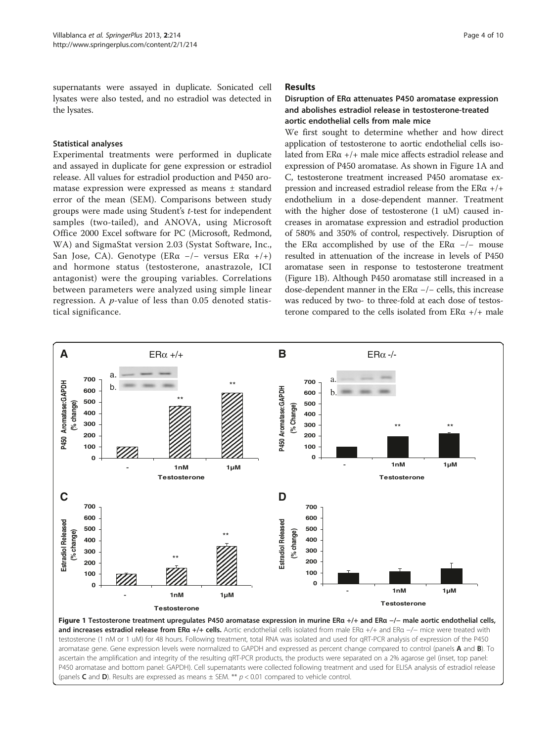supernatants were assayed in duplicate. Sonicated cell lysates were also tested, and no estradiol was detected in the lysates.

### Statistical analyses

Experimental treatments were performed in duplicate and assayed in duplicate for gene expression or estradiol release. All values for estradiol production and P450 aromatase expression were expressed as means ± standard error of the mean (SEM). Comparisons between study groups were made using Student's *t*-test for independent samples (two-tailed), and ANOVA, using Microsoft Office 2000 Excel software for PC (Microsoft, Redmond, WA) and SigmaStat version 2.03 (Systat Software, Inc., San Jose, CA). Genotype (ERα −/− versus ERα +/+) and hormone status (testosterone, anastrazole, ICI antagonist) were the grouping variables. Correlations between parameters were analyzed using simple linear regression. A *p*-value of less than 0.05 denoted statistical significance.

## Results

### Disruption of ERα attenuates P450 aromatase expression and abolishes estradiol release in testosterone-treated aortic endothelial cells from male mice

We first sought to determine whether and how direct application of testosterone to aortic endothelial cells isolated from ERα +/+ male mice affects estradiol release and expression of P450 aromatase. As shown in Figure 1A and C, testosterone treatment increased P450 aromatase expression and increased estradiol release from the ERα +/+ endothelium in a dose-dependent manner. Treatment with the higher dose of testosterone (1 uM) caused increases in aromatase expression and estradiol production of 580% and 350% of control, respectively. Disruption of the ERα accomplished by use of the ERα −/− mouse resulted in attenuation of the increase in levels of P450 aromatase seen in response to testosterone treatment (Figure 1B). Although P450 aromatase still increased in a dose-dependent manner in the ERα −/− cells, this increase was reduced by two- to three-fold at each dose of testosterone compared to the cells isolated from ERα +/+ male

**Figure 1 Testosterone treatment upregulates P450 aromatase expression in murine ERα +/+ and ERα −/− male aortic endothelial cells, and increases estradiol release from ERα +/+ cells.** Aortic endothelial cells isolated from male ERα +/+ and ERα −/− mice were treated with testosterone (1 nM or 1 uM) for 48 hours. Following treatment, total RNA was isolated and used for qRT-PCR analysis of expression of the P450 aromatase gene. Gene expression levels were normalized to GAPDH and expressed as percent change compared to control (panels **A** and **B**). To ascertain the amplification and integrity of the resulting qRT-PCR products, the products were separated on a 2% agarose gel (inset, top panel: P450 aromatase and bottom panel: GAPDH). Cell supernatants were collected following treatment and used for ELISA analysis of estradiol release (panels **C** and **D**). Results are expressed as means ± SEM. ** $p < 0.01$ compared to vehicle control.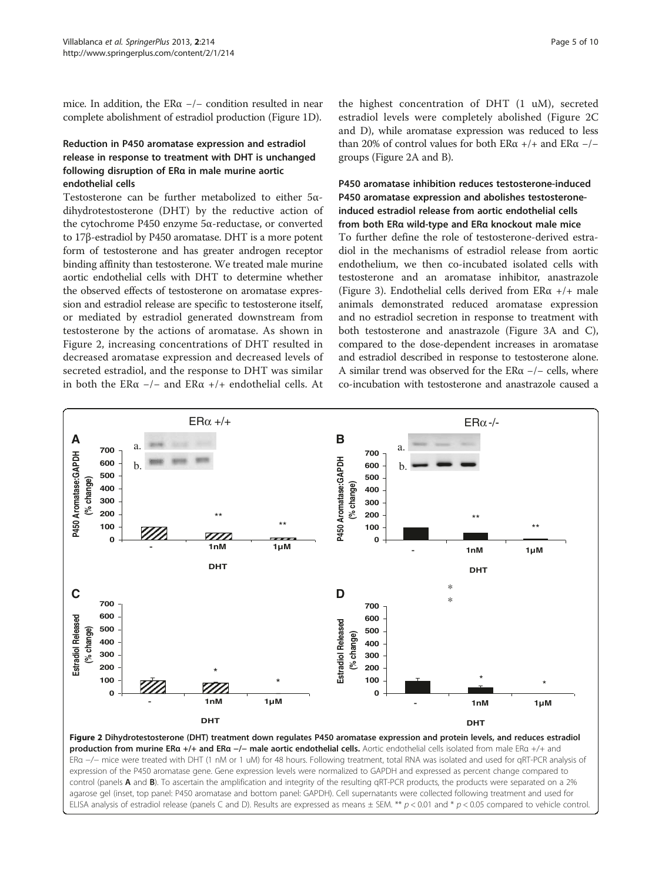mice. In addition, the ERα −/− condition resulted in near complete abolishment of estradiol production (Figure 1D).

### Reduction in P450 aromatase expression and estradiol release in response to treatment with DHT is unchanged following disruption of ERα in male murine aortic endothelial cells

Testosterone can be further metabolized to either 5α-dihydrotestosterone (DHT) by the reductive action of the cytochrome P450 enzyme 5α-reductase, or converted to 17β-estradiol by P450 aromatase. DHT is a more potent form of testosterone and has greater androgen receptor binding affinity than testosterone. We treated male murine aortic endothelial cells with DHT to determine whether the observed effects of testosterone on aromatase expression and estradiol release are specific to testosterone itself, or mediated by estradiol generated downstream from testosterone by the actions of aromatase. As shown in Figure 2, increasing concentrations of DHT resulted in decreased aromatase expression and decreased levels of secreted estradiol, and the response to DHT was similar in both the ERα −/− and ERα +/+ endothelial cells. At the highest concentration of DHT (1 uM), secreted estradiol levels were completely abolished (Figure 2C and D), while aromatase expression was reduced to less than 20% of control values for both ERα +/+ and ERα −/− groups (Figure 2A and B).

### P450 aromatase inhibition reduces testosterone-induced P450 aromatase expression and abolishes testosterone-induced estradiol release from aortic endothelial cells from both ERα wild-type and ERα knockout male mice

To further define the role of testosterone-derived estradiol in the mechanisms of estradiol release from aortic endothelium, we then co-incubated isolated cells with testosterone and an aromatase inhibitor, anastrazole (Figure 3). Endothelial cells derived from ERα +/+ male animals demonstrated reduced aromatase expression and no estradiol secretion in response to treatment with both testosterone and anastrazole (Figure 3A and C), compared to the dose-dependent increases in aromatase and estradiol described in response to testosterone alone. A similar trend was observed for the ERα −/− cells, where co-incubation with testosterone and anastrazole caused a

**Figure 2 Dihydrotestosterone (DHT) treatment down regulates P450 aromatase expression and protein levels, and reduces estradiol production from murine ERα +/+ and ERα −/− male aortic endothelial cells.** Aortic endothelial cells isolated from male ERα +/+ and ERα −/− mice were treated with DHT (1 nM or 1 uM) for 48 hours. Following treatment, total RNA was isolated and used for qRT-PCR analysis of expression of the P450 aromatase gene. Gene expression levels were normalized to GAPDH and expressed as percent change compared to control (panels **A** and **B**). To ascertain the amplification and integrity of the resulting qRT-PCR products, the products were separated on a 2% agarose gel (inset, top panel: P450 aromatase and bottom panel: GAPDH). Cell supernatants were collected following treatment and used for ELISA analysis of estradiol release (panels C and D). Results are expressed as means ± SEM. ** $p < 0.01$ and * $p < 0.05$ compared to vehicle control.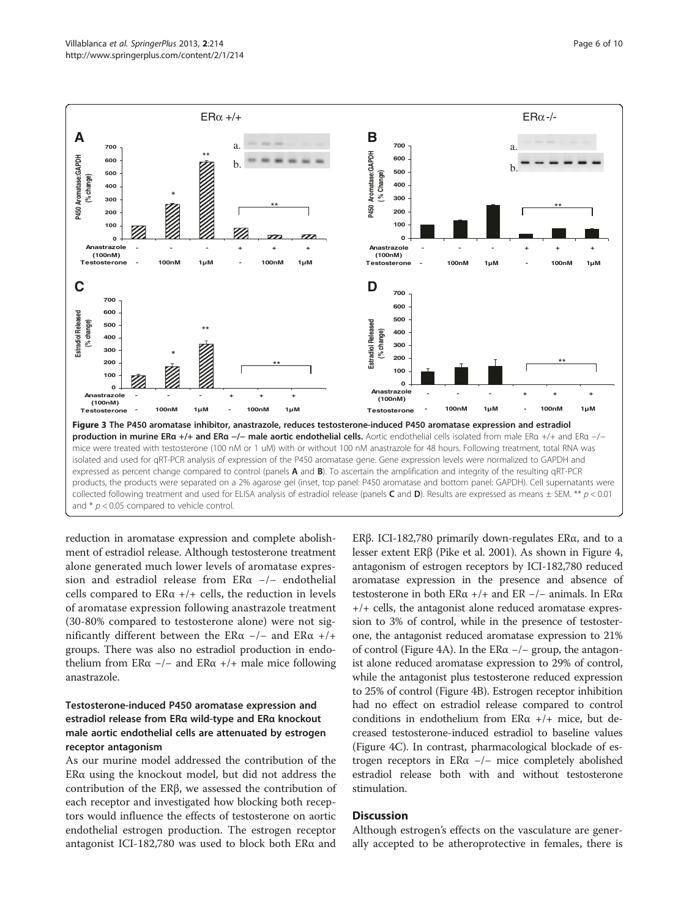**Figure 3 The P450 aromatase inhibitor, anastrazole, reduces testosterone-induced P450 aromatase expression and estradiol production in murine ERα +/+ and ERα −/− male aortic endothelial cells.** Aortic endothelial cells isolated from male ERα +/+ and ERα −/− mice were treated with testosterone (100 nM or 1 uM) with or without 100 nM anastrazole for 48 hours. Following treatment, total RNA was isolated and used for qRT-PCR analysis of expression of the P450 aromatase gene. Gene expression levels were normalized to GAPDH and expressed as percent change compared to control (panels **A** and **B**). To ascertain the amplification and integrity of the resulting qRT-PCR products, the products were separated on a 2% agarose gel (inset, top panel: P450 aromatase and bottom panel: GAPDH). Cell supernatants were collected following treatment and used for ELISA analysis of estradiol release (panels **C** and **D**). Results are expressed as means ± SEM. ** $p < 0.01$ and * $p < 0.05$ compared to vehicle control.

reduction in aromatase expression and complete abolishment of estradiol release. Although testosterone treatment alone generated much lower levels of aromatase expression and estradiol release from ERα −/− endothelial cells compared to ERα +/+ cells, the reduction in levels of aromatase expression following anastrazole treatment (30-80% compared to testosterone alone) were not significantly different between the ERα −/− and ERα +/+ groups. There was also no estradiol production in endothelium from ERα −/− and ERα +/+ male mice following anastrazole.

### Testosterone-induced P450 aromatase expression and estradiol release from ERα wild-type and ERα knockout male aortic endothelial cells are attenuated by estrogen receptor antagonism

As our murine model addressed the contribution of the ERα using the knockout model, but did not address the contribution of the ERβ, we assessed the contribution of each receptor and investigated how blocking both receptors would influence the effects of testosterone on aortic endothelial estrogen production. The estrogen receptor antagonist ICI-182,780 was used to block both ERα and ERβ. ICI-182,780 primarily down-regulates ERα, and to a lesser extent ERβ (Pike et al. 2001). As shown in Figure 4, antagonism of estrogen receptors by ICI-182,780 reduced aromatase expression in the presence and absence of testosterone in both ERα +/+ and ER −/− animals. In ERα +/+ cells, the antagonist alone reduced aromatase expression to 3% of control, while in the presence of testosterone, the antagonist reduced aromatase expression to 21% of control (Figure 4A). In the ERα −/− group, the antagonist alone reduced aromatase expression to 29% of control, while the antagonist plus testosterone reduced expression to 25% of control (Figure 4B). Estrogen receptor inhibition had no effect on estradiol release compared to control conditions in endothelium from ERα +/+ mice, but decreased testosterone-induced estradiol to baseline values (Figure 4C). In contrast, pharmacological blockade of estrogen receptors in ERα −/− mice completely abolished estradiol release both with and without testosterone stimulation.

## Discussion

Although estrogen's effects on the vasculature are generally accepted to be atheroprotective in females, there is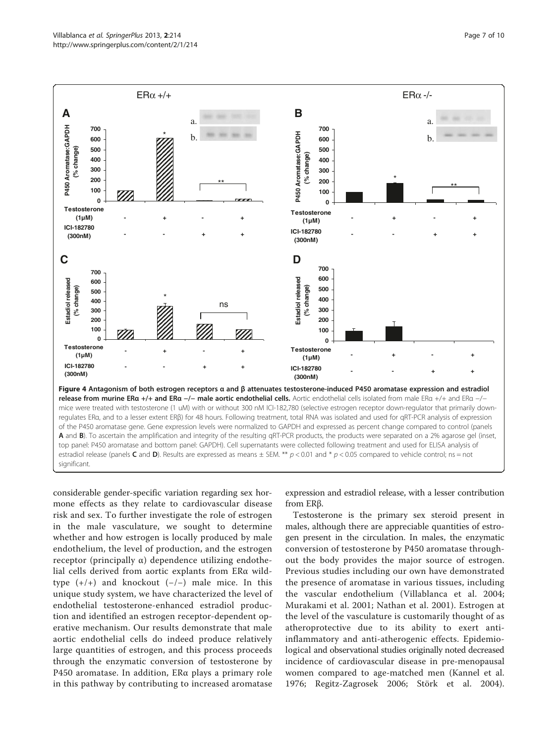**Figure 4 Antagonism of both estrogen receptors α and β attenuates testosterone-induced P450 aromatase expression and estradiol release from murine ERα +/+ and ERα −/− male aortic endothelial cells.** Aortic endothelial cells isolated from male ERα +/+ and ERα −/− mice were treated with testosterone (1 uM) with or without 300 nM ICI-182,780 (selective estrogen receptor down-regulator that primarily down-regulates ERα, and to a lesser extent ERβ) for 48 hours. Following treatment, total RNA was isolated and used for qRT-PCR analysis of expression of the P450 aromatase gene. Gene expression levels were normalized to GAPDH and expressed as percent change compared to control (panels **A** and **B**). To ascertain the amplification and integrity of the resulting qRT-PCR products, the products were separated on a 2% agarose gel (inset, top panel: P450 aromatase and bottom panel: GAPDH). Cell supernatants were collected following treatment and used for ELISA analysis of estradiol release (panels **C** and **D**). Results are expressed as means ± SEM. ** $p < 0.01$ and * $p < 0.05$ compared to vehicle control; ns = not significant.

considerable gender-specific variation regarding sex hormone effects as they relate to cardiovascular disease risk and sex. To further investigate the role of estrogen in the male vasculature, we sought to determine whether and how estrogen is locally produced by male endothelium, the level of production, and the estrogen receptor (principally α) dependence utilizing endothelial cells derived from aortic explants from ERα wild-type (+/+) and knockout (−/−) male mice. In this unique study system, we have characterized the level of endothelial testosterone-enhanced estradiol production and identified an estrogen receptor-dependent operative mechanism. Our results demonstrate that male aortic endothelial cells do indeed produce relatively large quantities of estrogen, and this process proceeds through the enzymatic conversion of testosterone by P450 aromatase. In addition, ERα plays a primary role in this pathway by contributing to increased aromatase expression and estradiol release, with a lesser contribution from ERβ.

Testosterone is the primary sex steroid present in males, although there are appreciable quantities of estrogen present in the circulation. In males, the enzymatic conversion of testosterone by P450 aromatase throughout the body provides the major source of estrogen. Previous studies including our own have demonstrated the presence of aromatase in various tissues, including the vascular endothelium (Villablanca et al. 2004; Murakami et al. 2001; Nathan et al. 2001). Estrogen at the level of the vasculature is customarily thought of as atheroprotective due to its ability to exert anti-inflammatory and anti-atherogenic effects. Epidemiological and observational studies originally noted decreased incidence of cardiovascular disease in pre-menopausal women compared to age-matched men (Kannel et al. 1976; Regitz-Zagrosek 2006; Störk et al. 2004).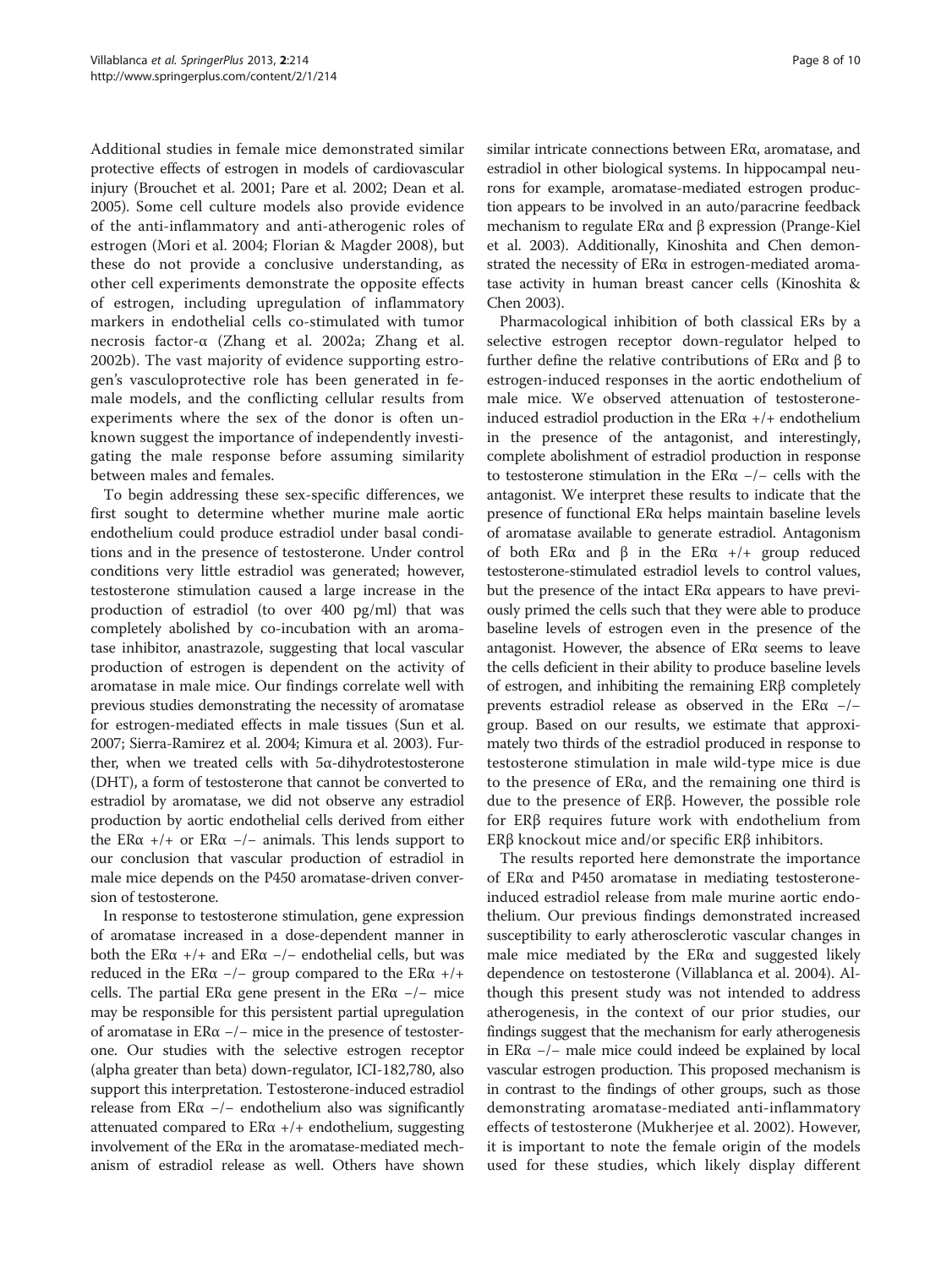Additional studies in female mice demonstrated similar protective effects of estrogen in models of cardiovascular injury (Brouchet et al. 2001; Pare et al. 2002; Dean et al. 2005). Some cell culture models also provide evidence of the anti-inflammatory and anti-atherogenic roles of estrogen (Mori et al. 2004; Florian & Magder 2008), but these do not provide a conclusive understanding, as other cell experiments demonstrate the opposite effects of estrogen, including upregulation of inflammatory markers in endothelial cells co-stimulated with tumor necrosis factor-α (Zhang et al. 2002a; Zhang et al. 2002b). The vast majority of evidence supporting estrogen's vasculoprotective role has been generated in female models, and the conflicting cellular results from experiments where the sex of the donor is often unknown suggest the importance of independently investigating the male response before assuming similarity between males and females.

To begin addressing these sex-specific differences, we first sought to determine whether murine male aortic endothelium could produce estradiol under basal conditions and in the presence of testosterone. Under control conditions very little estradiol was generated; however, testosterone stimulation caused a large increase in the production of estradiol (to over 400 pg/ml) that was completely abolished by co-incubation with an aromatase inhibitor, anastrazole, suggesting that local vascular production of estrogen is dependent on the activity of aromatase in male mice. Our findings correlate well with previous studies demonstrating the necessity of aromatase for estrogen-mediated effects in male tissues (Sun et al. 2007; Sierra-Ramirez et al. 2004; Kimura et al. 2003). Further, when we treated cells with 5α-dihydrotestosterone (DHT), a form of testosterone that cannot be converted to estradiol by aromatase, we did not observe any estradiol production by aortic endothelial cells derived from either the ERα +/+ or ERα −/− animals. This lends support to our conclusion that vascular production of estradiol in male mice depends on the P450 aromatase-driven conversion of testosterone.

In response to testosterone stimulation, gene expression of aromatase increased in a dose-dependent manner in both the ERα +/+ and ERα −/− endothelial cells, but was reduced in the ERα −/− group compared to the ERα +/+ cells. The partial ERα gene present in the ERα −/− mice may be responsible for this persistent partial upregulation of aromatase in ERα −/− mice in the presence of testosterone. Our studies with the selective estrogen receptor (alpha greater than beta) down-regulator, ICI-182,780, also support this interpretation. Testosterone-induced estradiol release from ERα −/− endothelium also was significantly attenuated compared to ERα +/+ endothelium, suggesting involvement of the ERα in the aromatase-mediated mechanism of estradiol release as well. Others have shown similar intricate connections between ERα, aromatase, and estradiol in other biological systems. In hippocampal neurons for example, aromatase-mediated estrogen production appears to be involved in an auto/paracrine feedback mechanism to regulate ERα and β expression (Prange-Kiel et al. 2003). Additionally, Kinoshita and Chen demonstrated the necessity of ERα in estrogen-mediated aromatase activity in human breast cancer cells (Kinoshita & Chen 2003).

Pharmacological inhibition of both classical ERs by a selective estrogen receptor down-regulator helped to further define the relative contributions of ERα and β to estrogen-induced responses in the aortic endothelium of male mice. We observed attenuation of testosterone-induced estradiol production in the ERα +/+ endothelium in the presence of the antagonist, and interestingly, complete abolishment of estradiol production in response to testosterone stimulation in the ERα −/− cells with the antagonist. We interpret these results to indicate that the presence of functional ERα helps maintain baseline levels of aromatase available to generate estradiol. Antagonism of both ERα and β in the ERα +/+ group reduced testosterone-stimulated estradiol levels to control values, but the presence of the intact ERα appears to have previously primed the cells such that they were able to produce baseline levels of estrogen even in the presence of the antagonist. However, the absence of ERα seems to leave the cells deficient in their ability to produce baseline levels of estrogen, and inhibiting the remaining ERβ completely prevents estradiol release as observed in the ERα −/− group. Based on our results, we estimate that approximately two thirds of the estradiol produced in response to testosterone stimulation in male wild-type mice is due to the presence of ERα, and the remaining one third is due to the presence of ERβ. However, the possible role for ERβ requires future work with endothelium from ERβ knockout mice and/or specific ERβ inhibitors.

The results reported here demonstrate the importance of ERα and P450 aromatase in mediating testosterone-induced estradiol release from male murine aortic endothelium. Our previous findings demonstrated increased susceptibility to early atherosclerotic vascular changes in male mice mediated by the ERα and suggested likely dependence on testosterone (Villablanca et al. 2004). Although this present study was not intended to address atherogenesis, in the context of our prior studies, our findings suggest that the mechanism for early atherogenesis in ERα −/− male mice could indeed be explained by local vascular estrogen production. This proposed mechanism is in contrast to the findings of other groups, such as those demonstrating aromatase-mediated anti-inflammatory effects of testosterone (Mukherjee et al. 2002). However, it is important to note the female origin of the models used for these studies, which likely display different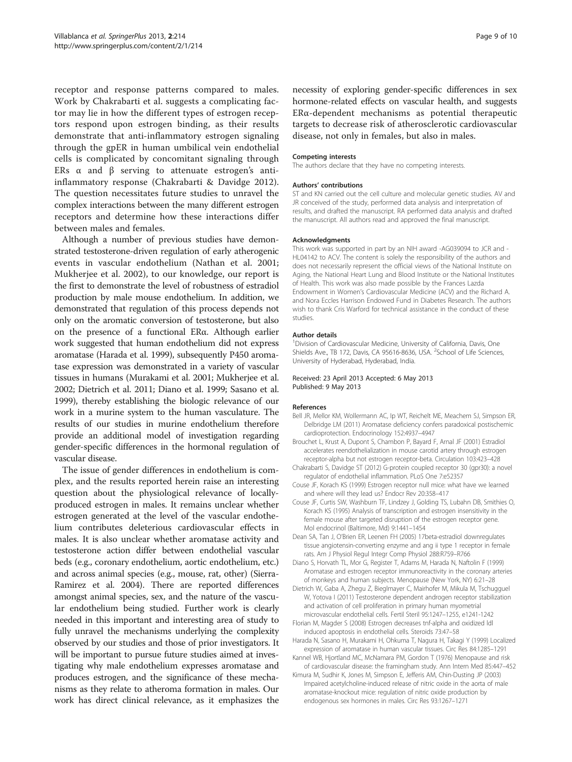receptor and response patterns compared to males. Work by Chakrabarti et al. suggests a complicating factor may lie in how the different types of estrogen receptors respond upon estrogen binding, as their results demonstrate that anti-inflammatory estrogen signaling through the gpER in human umbilical vein endothelial cells is complicated by concomitant signaling through ERs α and β serving to attenuate estrogen's anti-inflammatory response (Chakrabarti & Davidge 2012). The question necessitates future studies to unravel the complex interactions between the many different estrogen receptors and determine how these interactions differ between males and females.

Although a number of previous studies have demonstrated testosterone-driven regulation of early atherogenic events in vascular endothelium (Nathan et al. 2001; Mukherjee et al. 2002), to our knowledge, our report is the first to demonstrate the level of robustness of estradiol production by male mouse endothelium. In addition, we demonstrated that regulation of this process depends not only on the aromatic conversion of testosterone, but also on the presence of a functional ERα. Although earlier work suggested that human endothelium did not express aromatase (Harada et al. 1999), subsequently P450 aromatase expression was demonstrated in a variety of vascular tissues in humans (Murakami et al. 2001; Mukherjee et al. 2002; Dietrich et al. 2011; Diano et al. 1999; Sasano et al. 1999), thereby establishing the biologic relevance of our work in a murine system to the human vasculature. The results of our studies in murine endothelium therefore provide an additional model of investigation regarding gender-specific differences in the hormonal regulation of vascular disease.

The issue of gender differences in endothelium is complex, and the results reported herein raise an interesting question about the physiological relevance of locally-produced estrogen in males. It remains unclear whether estrogen generated at the level of the vascular endothelium contributes deleterious cardiovascular effects in males. It is also unclear whether aromatase activity and testosterone action differ between endothelial vascular beds (e.g., coronary endothelium, aortic endothelium, etc.) and across animal species (e.g., mouse, rat, other) (Sierra-Ramirez et al. 2004). There are reported differences amongst animal species, sex, and the nature of the vascular endothelium being studied. Further work is clearly needed in this important and interesting area of study to fully unravel the mechanisms underlying the complexity observed by our studies and those of prior investigators. It will be important to pursue future studies aimed at investigating why male endothelium expresses aromatase and produces estrogen, and the significance of these mechanisms as they relate to atheroma formation in males. Our work has direct clinical relevance, as it emphasizes the necessity of exploring gender-specific differences in sex hormone-related effects on vascular health, and suggests ERα-dependent mechanisms as potential therapeutic targets to decrease risk of atherosclerotic cardiovascular disease, not only in females, but also in males.

#### Competing interests
The authors declare that they have no competing interests.

#### Authors' contributions
ST and KN carried out the cell culture and molecular genetic studies. AV and JR conceived of the study, performed data analysis and interpretation of results, and drafted the manuscript. RA performed data analysis and drafted the manuscript. All authors read and approved the final manuscript.

#### Acknowledgments
This work was supported in part by an NIH award -AG039094 to JCR and -HL04142 to ACV. The content is solely the responsibility of the authors and does not necessarily represent the official views of the National Institute on Aging, the National Heart Lung and Blood Institute or the National Institutes of Health. This work was also made possible by the Frances Lazda Endowment in Women's Cardiovascular Medicine (ACV) and the Richard A. and Nora Eccles Harrison Endowed Fund in Diabetes Research. The authors wish to thank Cris Warford for technical assistance in the conduct of these studies.

#### Author details
[1]Division of Cardiovascular Medicine, University of California, Davis, One Shields Ave., TB 172, Davis, CA 95616-8636, USA. [2]School of Life Sciences, University of Hyderabad, Hyderabad, India.

Received: 23 April 2013 Accepted: 6 May 2013
Published: 9 May 2013

#### References
- Bell JR, Mellor KM, Wollermann AC, Ip WT, Reichelt ME, Meachem SJ, Simpson ER, Delbridge LM (2011) Aromatase deficiency confers paradoxical postischemic cardioprotection. Endocrinology 152:4937–4947
- Brouchet L, Krust A, Dupont S, Chambon P, Bayard F, Arnal JF (2001) Estradiol accelerates reendothelialization in mouse carotid artery through estrogen receptor-alpha but not estrogen receptor-beta. Circulation 103:423–428
- Chakrabarti S, Davidge ST (2012) G-protein coupled receptor 30 (gpr30): a novel regulator of endothelial inflammation. PLoS One 7:e52357
- Couse JF, Korach KS (1999) Estrogen receptor null mice: what have we learned and where will they lead us? Endocr Rev 20:358–417
- Couse JF, Curtis SW, Washburn TF, Lindzey J, Golding TS, Lubahn DB, Smithies O, Korach KS (1995) Analysis of transcription and estrogen insensitivity in the female mouse after targeted disruption of the estrogen receptor gene. Mol endocrinol (Baltimore, Md) 9:1441–1454
- Dean SA, Tan J, O'Brien ER, Leenen FH (2005) 17beta-estradiol downregulates tissue angiotensin-converting enzyme and ang ii type 1 receptor in female rats. Am J Physiol Regul Integr Comp Physiol 288:R759–R766
- Diano S, Horvath TL, Mor G, Register T, Adams M, Harada N, Naftolin F (1999) Aromatase and estrogen receptor immunoreactivity in the coronary arteries of monkeys and human subjects. Menopause (New York, NY) 6:21–28
- Dietrich W, Gaba A, Zhegu Z, Bieglmayer C, Mairhofer M, Mikula M, Tschugguel W, Yotova I (2011) Testosterone dependent androgen receptor stabilization and activation of cell proliferation in primary human myometrial microvascular endothelial cells. Fertil Steril 95:1247–1255, e1241-1242
- Florian M, Magder S (2008) Estrogen decreases tnf-alpha and oxidized ldl induced apoptosis in endothelial cells. Steroids 73:47–58
- Harada N, Sasano H, Murakami H, Ohkuma T, Nagura H, Takagi Y (1999) Localized expression of aromatase in human vascular tissues. Circ Res 84:1285–1291
- Kannel WB, Hjortland MC, McNamara PM, Gordon T (1976) Menopause and risk of cardiovascular disease: the framingham study. Ann Intern Med 85:447–452
- Kimura M, Sudhir K, Jones M, Simpson E, Jefferis AM, Chin-Dusting JP (2003) Impaired acetylcholine-induced release of nitric oxide in the aorta of male aromatase-knockout mice: regulation of nitric oxide production by endogenous sex hormones in males. Circ Res 93:1267–1271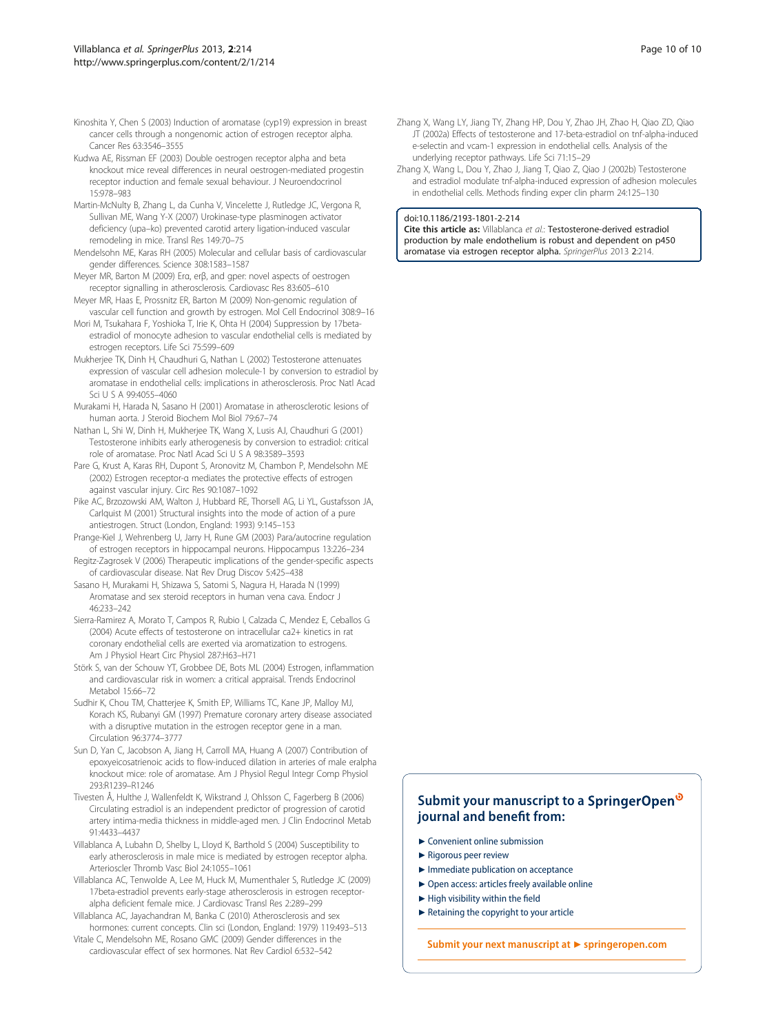Kinoshita Y, Chen S (2003) Induction of aromatase (cyp19) expression in breast cancer cells through a nongenomic action of estrogen receptor alpha. Cancer Res 63:3546–3555

Kudwa AE, Rissman EF (2003) Double oestrogen receptor alpha and beta knockout mice reveal differences in neural oestrogen-mediated progestin receptor induction and female sexual behaviour. J Neuroendocrinol 15:978–983

Martin-McNulty B, Zhang L, da Cunha V, Vincelette J, Rutledge JC, Vergona R, Sullivan ME, Wang Y-X (2007) Urokinase-type plasminogen activator deficiency (upa–ko) prevented carotid artery ligation-induced vascular remodeling in mice. Transl Res 149:70–75

Mendelsohn ME, Karas RH (2005) Molecular and cellular basis of cardiovascular gender differences. Science 308:1583–1587

Meyer MR, Barton M (2009) Erα, erβ, and gper: novel aspects of oestrogen receptor signalling in atherosclerosis. Cardiovasc Res 83:605–610

Meyer MR, Haas E, Prossnitz ER, Barton M (2009) Non-genomic regulation of vascular cell function and growth by estrogen. Mol Cell Endocrinol 308:9–16

Mori M, Tsukahara F, Yoshioka T, Irie K, Ohta H (2004) Suppression by 17beta-estradiol of monocyte adhesion to vascular endothelial cells is mediated by estrogen receptors. Life Sci 75:599–609

Mukherjee TK, Dinh H, Chaudhuri G, Nathan L (2002) Testosterone attenuates expression of vascular cell adhesion molecule-1 by conversion to estradiol by aromatase in endothelial cells: implications in atherosclerosis. Proc Natl Acad Sci U S A 99:4055–4060

Murakami H, Harada N, Sasano H (2001) Aromatase in atherosclerotic lesions of human aorta. J Steroid Biochem Mol Biol 79:67–74

Nathan L, Shi W, Dinh H, Mukherjee TK, Wang X, Lusis AJ, Chaudhuri G (2001) Testosterone inhibits early atherogenesis by conversion to estradiol: critical role of aromatase. Proc Natl Acad Sci U S A 98:3589–3593

Pare G, Krust A, Karas RH, Dupont S, Aronovitz M, Chambon P, Mendelsohn ME (2002) Estrogen receptor-α mediates the protective effects of estrogen against vascular injury. Circ Res 90:1087–1092

Pike AC, Brzozowski AM, Walton J, Hubbard RE, Thorsell AG, Li YL, Gustafsson JA, Carlquist M (2001) Structural insights into the mode of action of a pure antiestrogen. Struct (London, England: 1993) 9:145–153

Prange-Kiel J, Wehrenberg U, Jarry H, Rune GM (2003) Para/autocrine regulation of estrogen receptors in hippocampal neurons. Hippocampus 13:226–234

Regitz-Zagrosek V (2006) Therapeutic implications of the gender-specific aspects of cardiovascular disease. Nat Rev Drug Discov 5:425–438

Sasano H, Murakami H, Shizawa S, Satomi S, Nagura H, Harada N (1999) Aromatase and sex steroid receptors in human vena cava. Endocr J 46:233–242

Sierra-Ramirez A, Morato T, Campos R, Rubio I, Calzada C, Mendez E, Ceballos G (2004) Acute effects of testosterone on intracellular ca2+ kinetics in rat coronary endothelial cells are exerted via aromatization to estrogens. Am J Physiol Heart Circ Physiol 287:H63–H71

Störk S, van der Schouw YT, Grobbee DE, Bots ML (2004) Estrogen, inflammation and cardiovascular risk in women: a critical appraisal. Trends Endocrinol Metabol 15:66–72

Sudhir K, Chou TM, Chatterjee K, Smith EP, Williams TC, Kane JP, Malloy MJ, Korach KS, Rubanyi GM (1997) Premature coronary artery disease associated with a disruptive mutation in the estrogen receptor gene in a man. Circulation 96:3774–3777

Sun D, Yan C, Jacobson A, Jiang H, Carroll MA, Huang A (2007) Contribution of epoxyeicosatrienoic acids to flow-induced dilation in arteries of male eralpha knockout mice: role of aromatase. Am J Physiol Regul Integr Comp Physiol 293:R1239–R1246

Tivesten Å, Hulthe J, Wallenfeldt K, Wikstrand J, Ohlsson C, Fagerberg B (2006) Circulating estradiol is an independent predictor of progression of carotid artery intima-media thickness in middle-aged men. J Clin Endocrinol Metab 91:4433–4437

Villablanca A, Lubahn D, Shelby L, Lloyd K, Barthold S (2004) Susceptibility to early atherosclerosis in male mice is mediated by estrogen receptor alpha. Arterioscler Thromb Vasc Biol 24:1055–1061

Villablanca AC, Tenwolde A, Lee M, Huck M, Mumenthaler S, Rutledge JC (2009) 17beta-estradiol prevents early-stage atherosclerosis in estrogen receptor-alpha deficient female mice. J Cardiovasc Transl Res 2:289–299

Villablanca AC, Jayachandran M, Banka C (2010) Atherosclerosis and sex hormones: current concepts. Clin sci (London, England: 1979) 119:493–513

Vitale C, Mendelsohn ME, Rosano GMC (2009) Gender differences in the cardiovascular effect of sex hormones. Nat Rev Cardiol 6:532–542

Zhang X, Wang LY, Jiang TY, Zhang HP, Dou Y, Zhao JH, Zhao H, Qiao ZD, Qiao JT (2002a) Effects of testosterone and 17-beta-estradiol on tnf-alpha-induced e-selectin and vcam-1 expression in endothelial cells. Analysis of the underlying receptor pathways. Life Sci 71:15–29

Zhang X, Wang L, Dou Y, Zhao J, Jiang T, Qiao Z, Qiao J (2002b) Testosterone and estradiol modulate tnf-alpha-induced expression of adhesion molecules in endothelial cells. Methods finding exper clin pharm 24:125–130

doi:10.1186/2193-1801-2-214

**Cite this article as:** Villablanca *et al.*: Testosterone-derived estradiol production by male endothelium is robust and dependent on p450 aromatase via estrogen receptor alpha. *SpringerPlus* 2013 **2**:214.

**Submit your manuscript to a SpringerOpen journal and benefit from:**

- ► Convenient online submission
- ► Rigorous peer review
- ► Immediate publication on acceptance
- ► Open access: articles freely available online
- ► High visibility within the field
- ► Retaining the copyright to your article

**Submit your next manuscript at ► springeropen.com**